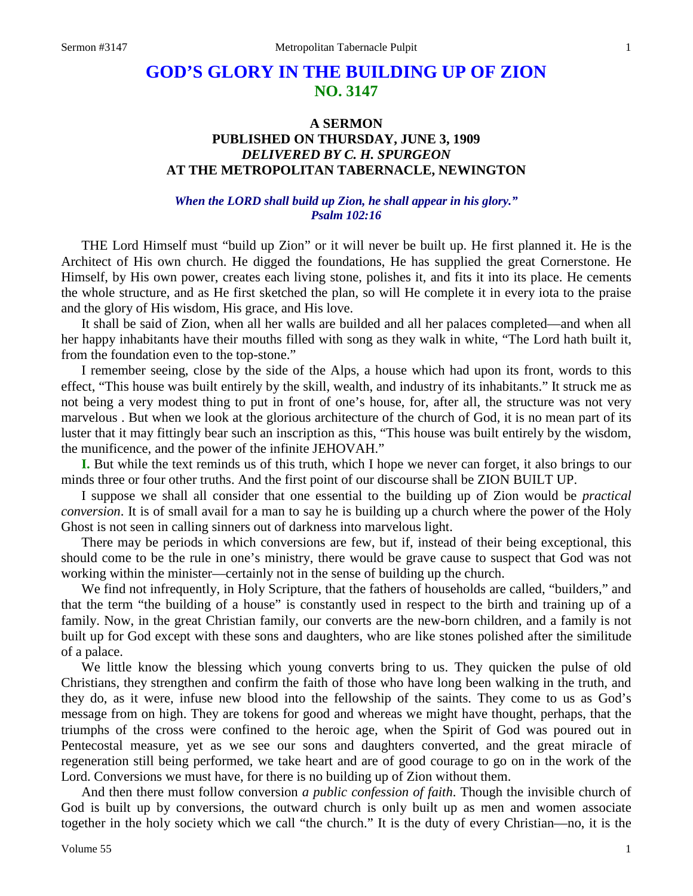# GOD'S GLORY IN THE BUILDING UP OF ZION
## NO. 3147

### A SERMON
### PUBLISHED ON THURSDAY, JUNE 3, 1909
### *DELIVERED BY C. H. SPURGEON*
### AT THE METROPOLITAN TABERNACLE, NEWINGTON

***When the LORD shall build up Zion, he shall appear in his glory."***
***Psalm 102:16***

THE Lord Himself must "build up Zion" or it will never be built up. He first planned it. He is the Architect of His own church. He digged the foundations, He has supplied the great Cornerstone. He Himself, by His own power, creates each living stone, polishes it, and fits it into its place. He cements the whole structure, and as He first sketched the plan, so will He complete it in every iota to the praise and the glory of His wisdom, His grace, and His love.

It shall be said of Zion, when all her walls are builded and all her palaces completed—and when all her happy inhabitants have their mouths filled with song as they walk in white, "The Lord hath built it, from the foundation even to the top-stone."

I remember seeing, close by the side of the Alps, a house which had upon its front, words to this effect, "This house was built entirely by the skill, wealth, and industry of its inhabitants." It struck me as not being a very modest thing to put in front of one's house, for, after all, the structure was not very marvelous . But when we look at the glorious architecture of the church of God, it is no mean part of its luster that it may fittingly bear such an inscription as this, "This house was built entirely by the wisdom, the munificence, and the power of the infinite JEHOVAH."

**I.** But while the text reminds us of this truth, which I hope we never can forget, it also brings to our minds three or four other truths. And the first point of our discourse shall be ZION BUILT UP.

I suppose we shall all consider that one essential to the building up of Zion would be *practical conversion*. It is of small avail for a man to say he is building up a church where the power of the Holy Ghost is not seen in calling sinners out of darkness into marvelous light.

There may be periods in which conversions are few, but if, instead of their being exceptional, this should come to be the rule in one's ministry, there would be grave cause to suspect that God was not working within the minister—certainly not in the sense of building up the church.

We find not infrequently, in Holy Scripture, that the fathers of households are called, "builders," and that the term "the building of a house" is constantly used in respect to the birth and training up of a family. Now, in the great Christian family, our converts are the new-born children, and a family is not built up for God except with these sons and daughters, who are like stones polished after the similitude of a palace.

We little know the blessing which young converts bring to us. They quicken the pulse of old Christians, they strengthen and confirm the faith of those who have long been walking in the truth, and they do, as it were, infuse new blood into the fellowship of the saints. They come to us as God's message from on high. They are tokens for good and whereas we might have thought, perhaps, that the triumphs of the cross were confined to the heroic age, when the Spirit of God was poured out in Pentecostal measure, yet as we see our sons and daughters converted, and the great miracle of regeneration still being performed, we take heart and are of good courage to go on in the work of the Lord. Conversions we must have, for there is no building up of Zion without them.

And then there must follow conversion *a public confession of faith*. Though the invisible church of God is built up by conversions, the outward church is only built up as men and women associate together in the holy society which we call "the church." It is the duty of every Christian—no, it is the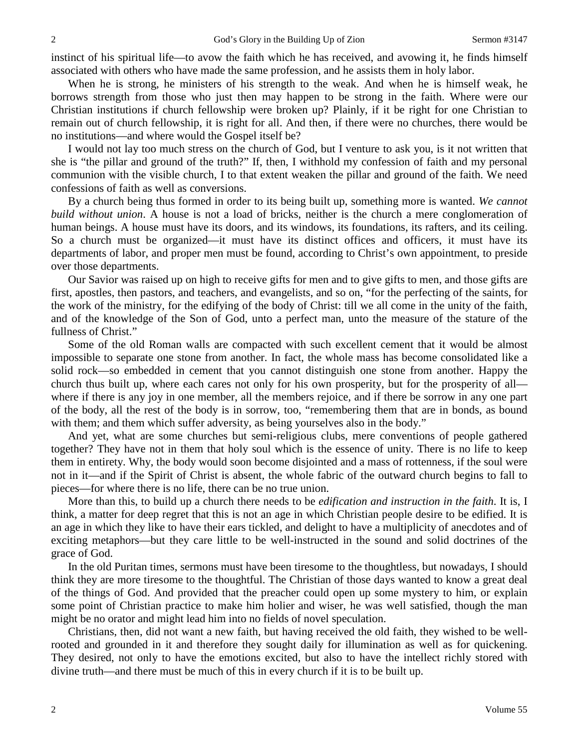instinct of his spiritual life—to avow the faith which he has received, and avowing it, he finds himself associated with others who have made the same profession, and he assists them in holy labor.

When he is strong, he ministers of his strength to the weak. And when he is himself weak, he borrows strength from those who just then may happen to be strong in the faith. Where were our Christian institutions if church fellowship were broken up? Plainly, if it be right for one Christian to remain out of church fellowship, it is right for all. And then, if there were no churches, there would be no institutions—and where would the Gospel itself be?

I would not lay too much stress on the church of God, but I venture to ask you, is it not written that she is "the pillar and ground of the truth?" If, then, I withhold my confession of faith and my personal communion with the visible church, I to that extent weaken the pillar and ground of the faith. We need confessions of faith as well as conversions.

By a church being thus formed in order to its being built up, something more is wanted. *We cannot build without union*. A house is not a load of bricks, neither is the church a mere conglomeration of human beings. A house must have its doors, and its windows, its foundations, its rafters, and its ceiling. So a church must be organized—it must have its distinct offices and officers, it must have its departments of labor, and proper men must be found, according to Christ's own appointment, to preside over those departments.

Our Savior was raised up on high to receive gifts for men and to give gifts to men, and those gifts are first, apostles, then pastors, and teachers, and evangelists, and so on, "for the perfecting of the saints, for the work of the ministry, for the edifying of the body of Christ: till we all come in the unity of the faith, and of the knowledge of the Son of God, unto a perfect man, unto the measure of the stature of the fullness of Christ."

Some of the old Roman walls are compacted with such excellent cement that it would be almost impossible to separate one stone from another. In fact, the whole mass has become consolidated like a solid rock—so embedded in cement that you cannot distinguish one stone from another. Happy the church thus built up, where each cares not only for his own prosperity, but for the prosperity of all—where if there is any joy in one member, all the members rejoice, and if there be sorrow in any one part of the body, all the rest of the body is in sorrow, too, "remembering them that are in bonds, as bound with them; and them which suffer adversity, as being yourselves also in the body."

And yet, what are some churches but semi-religious clubs, mere conventions of people gathered together? They have not in them that holy soul which is the essence of unity. There is no life to keep them in entirety. Why, the body would soon become disjointed and a mass of rottenness, if the soul were not in it—and if the Spirit of Christ is absent, the whole fabric of the outward church begins to fall to pieces—for where there is no life, there can be no true union.

More than this, to build up a church there needs to be *edification and instruction in the faith*. It is, I think, a matter for deep regret that this is not an age in which Christian people desire to be edified. It is an age in which they like to have their ears tickled, and delight to have a multiplicity of anecdotes and of exciting metaphors—but they care little to be well-instructed in the sound and solid doctrines of the grace of God.

In the old Puritan times, sermons must have been tiresome to the thoughtless, but nowadays, I should think they are more tiresome to the thoughtful. The Christian of those days wanted to know a great deal of the things of God. And provided that the preacher could open up some mystery to him, or explain some point of Christian practice to make him holier and wiser, he was well satisfied, though the man might be no orator and might lead him into no fields of novel speculation.

Christians, then, did not want a new faith, but having received the old faith, they wished to be well-rooted and grounded in it and therefore they sought daily for illumination as well as for quickening. They desired, not only to have the emotions excited, but also to have the intellect richly stored with divine truth—and there must be much of this in every church if it is to be built up.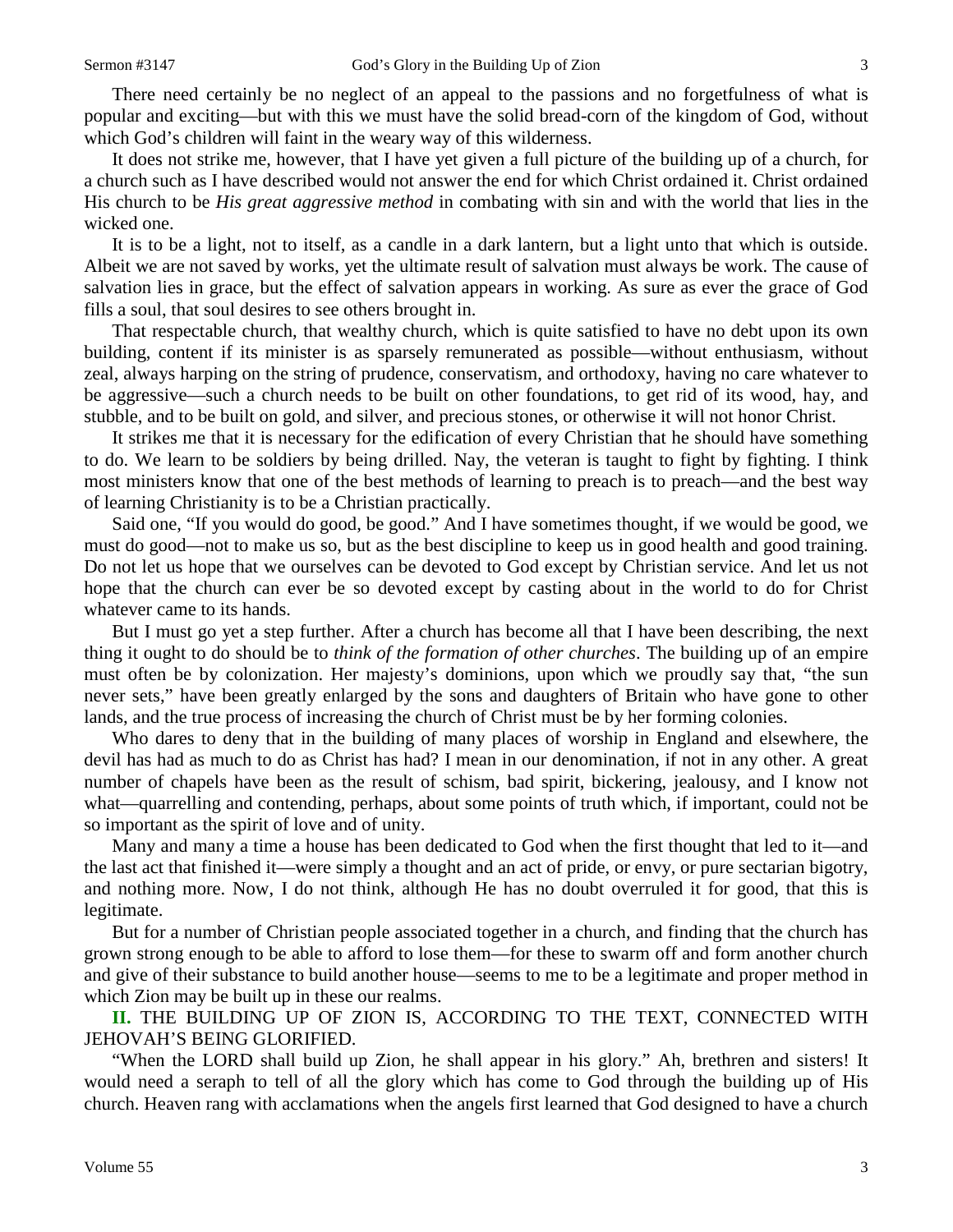There need certainly be no neglect of an appeal to the passions and no forgetfulness of what is popular and exciting—but with this we must have the solid bread-corn of the kingdom of God, without which God's children will faint in the weary way of this wilderness.

It does not strike me, however, that I have yet given a full picture of the building up of a church, for a church such as I have described would not answer the end for which Christ ordained it. Christ ordained His church to be *His great aggressive method* in combating with sin and with the world that lies in the wicked one.

It is to be a light, not to itself, as a candle in a dark lantern, but a light unto that which is outside. Albeit we are not saved by works, yet the ultimate result of salvation must always be work. The cause of salvation lies in grace, but the effect of salvation appears in working. As sure as ever the grace of God fills a soul, that soul desires to see others brought in.

That respectable church, that wealthy church, which is quite satisfied to have no debt upon its own building, content if its minister is as sparsely remunerated as possible—without enthusiasm, without zeal, always harping on the string of prudence, conservatism, and orthodoxy, having no care whatever to be aggressive—such a church needs to be built on other foundations, to get rid of its wood, hay, and stubble, and to be built on gold, and silver, and precious stones, or otherwise it will not honor Christ.

It strikes me that it is necessary for the edification of every Christian that he should have something to do. We learn to be soldiers by being drilled. Nay, the veteran is taught to fight by fighting. I think most ministers know that one of the best methods of learning to preach is to preach—and the best way of learning Christianity is to be a Christian practically.

Said one, "If you would do good, be good." And I have sometimes thought, if we would be good, we must do good—not to make us so, but as the best discipline to keep us in good health and good training. Do not let us hope that we ourselves can be devoted to God except by Christian service. And let us not hope that the church can ever be so devoted except by casting about in the world to do for Christ whatever came to its hands.

But I must go yet a step further. After a church has become all that I have been describing, the next thing it ought to do should be to *think of the formation of other churches*. The building up of an empire must often be by colonization. Her majesty's dominions, upon which we proudly say that, "the sun never sets," have been greatly enlarged by the sons and daughters of Britain who have gone to other lands, and the true process of increasing the church of Christ must be by her forming colonies.

Who dares to deny that in the building of many places of worship in England and elsewhere, the devil has had as much to do as Christ has had? I mean in our denomination, if not in any other. A great number of chapels have been as the result of schism, bad spirit, bickering, jealousy, and I know not what—quarrelling and contending, perhaps, about some points of truth which, if important, could not be so important as the spirit of love and of unity.

Many and many a time a house has been dedicated to God when the first thought that led to it—and the last act that finished it—were simply a thought and an act of pride, or envy, or pure sectarian bigotry, and nothing more. Now, I do not think, although He has no doubt overruled it for good, that this is legitimate.

But for a number of Christian people associated together in a church, and finding that the church has grown strong enough to be able to afford to lose them—for these to swarm off and form another church and give of their substance to build another house—seems to me to be a legitimate and proper method in which Zion may be built up in these our realms.

**II.** THE BUILDING UP OF ZION IS, ACCORDING TO THE TEXT, CONNECTED WITH JEHOVAH'S BEING GLORIFIED.

"When the LORD shall build up Zion, he shall appear in his glory." Ah, brethren and sisters! It would need a seraph to tell of all the glory which has come to God through the building up of His church. Heaven rang with acclamations when the angels first learned that God designed to have a church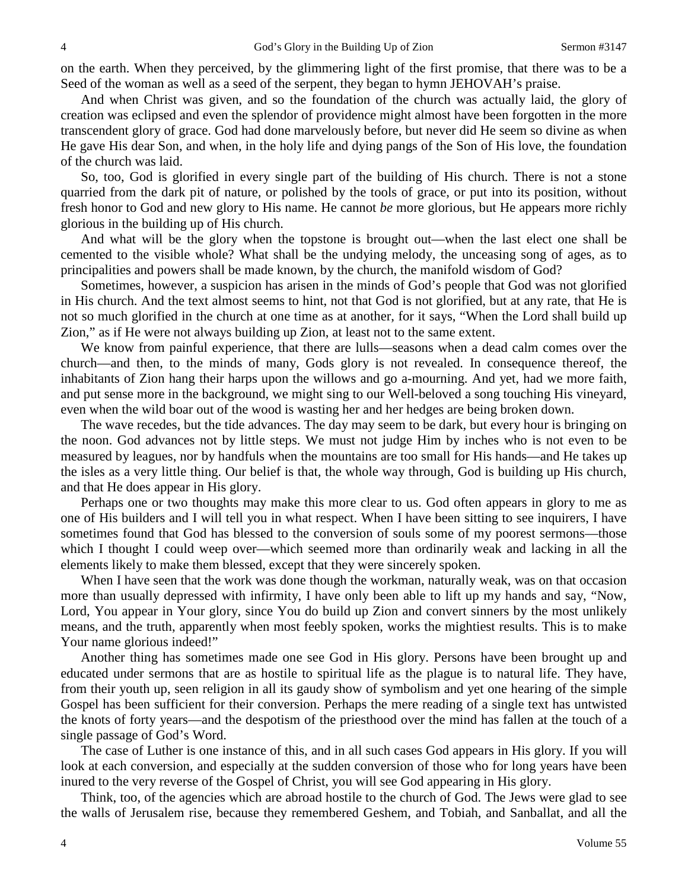on the earth. When they perceived, by the glimmering light of the first promise, that there was to be a Seed of the woman as well as a seed of the serpent, they began to hymn JEHOVAH's praise.

And when Christ was given, and so the foundation of the church was actually laid, the glory of creation was eclipsed and even the splendor of providence might almost have been forgotten in the more transcendent glory of grace. God had done marvelously before, but never did He seem so divine as when He gave His dear Son, and when, in the holy life and dying pangs of the Son of His love, the foundation of the church was laid.

So, too, God is glorified in every single part of the building of His church. There is not a stone quarried from the dark pit of nature, or polished by the tools of grace, or put into its position, without fresh honor to God and new glory to His name. He cannot *be* more glorious, but He appears more richly glorious in the building up of His church.

And what will be the glory when the topstone is brought out—when the last elect one shall be cemented to the visible whole? What shall be the undying melody, the unceasing song of ages, as to principalities and powers shall be made known, by the church, the manifold wisdom of God?

Sometimes, however, a suspicion has arisen in the minds of God's people that God was not glorified in His church. And the text almost seems to hint, not that God is not glorified, but at any rate, that He is not so much glorified in the church at one time as at another, for it says, "When the Lord shall build up Zion," as if He were not always building up Zion, at least not to the same extent.

We know from painful experience, that there are lulls—seasons when a dead calm comes over the church—and then, to the minds of many, Gods glory is not revealed. In consequence thereof, the inhabitants of Zion hang their harps upon the willows and go a-mourning. And yet, had we more faith, and put sense more in the background, we might sing to our Well-beloved a song touching His vineyard, even when the wild boar out of the wood is wasting her and her hedges are being broken down.

The wave recedes, but the tide advances. The day may seem to be dark, but every hour is bringing on the noon. God advances not by little steps. We must not judge Him by inches who is not even to be measured by leagues, nor by handfuls when the mountains are too small for His hands—and He takes up the isles as a very little thing. Our belief is that, the whole way through, God is building up His church, and that He does appear in His glory.

Perhaps one or two thoughts may make this more clear to us. God often appears in glory to me as one of His builders and I will tell you in what respect. When I have been sitting to see inquirers, I have sometimes found that God has blessed to the conversion of souls some of my poorest sermons—those which I thought I could weep over—which seemed more than ordinarily weak and lacking in all the elements likely to make them blessed, except that they were sincerely spoken.

When I have seen that the work was done though the workman, naturally weak, was on that occasion more than usually depressed with infirmity, I have only been able to lift up my hands and say, "Now, Lord, You appear in Your glory, since You do build up Zion and convert sinners by the most unlikely means, and the truth, apparently when most feebly spoken, works the mightiest results. This is to make Your name glorious indeed!"

Another thing has sometimes made one see God in His glory. Persons have been brought up and educated under sermons that are as hostile to spiritual life as the plague is to natural life. They have, from their youth up, seen religion in all its gaudy show of symbolism and yet one hearing of the simple Gospel has been sufficient for their conversion. Perhaps the mere reading of a single text has untwisted the knots of forty years—and the despotism of the priesthood over the mind has fallen at the touch of a single passage of God's Word.

The case of Luther is one instance of this, and in all such cases God appears in His glory. If you will look at each conversion, and especially at the sudden conversion of those who for long years have been inured to the very reverse of the Gospel of Christ, you will see God appearing in His glory.

Think, too, of the agencies which are abroad hostile to the church of God. The Jews were glad to see the walls of Jerusalem rise, because they remembered Geshem, and Tobiah, and Sanballat, and all the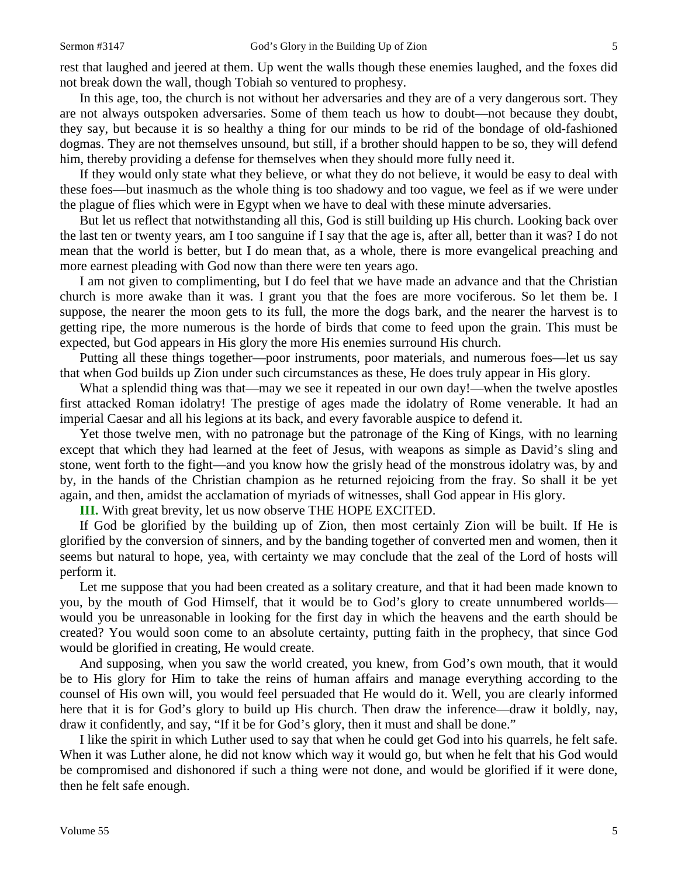rest that laughed and jeered at them. Up went the walls though these enemies laughed, and the foxes did not break down the wall, though Tobiah so ventured to prophesy.

In this age, too, the church is not without her adversaries and they are of a very dangerous sort. They are not always outspoken adversaries. Some of them teach us how to doubt—not because they doubt, they say, but because it is so healthy a thing for our minds to be rid of the bondage of old-fashioned dogmas. They are not themselves unsound, but still, if a brother should happen to be so, they will defend him, thereby providing a defense for themselves when they should more fully need it.

If they would only state what they believe, or what they do not believe, it would be easy to deal with these foes—but inasmuch as the whole thing is too shadowy and too vague, we feel as if we were under the plague of flies which were in Egypt when we have to deal with these minute adversaries.

But let us reflect that notwithstanding all this, God is still building up His church. Looking back over the last ten or twenty years, am I too sanguine if I say that the age is, after all, better than it was? I do not mean that the world is better, but I do mean that, as a whole, there is more evangelical preaching and more earnest pleading with God now than there were ten years ago.

I am not given to complimenting, but I do feel that we have made an advance and that the Christian church is more awake than it was. I grant you that the foes are more vociferous. So let them be. I suppose, the nearer the moon gets to its full, the more the dogs bark, and the nearer the harvest is to getting ripe, the more numerous is the horde of birds that come to feed upon the grain. This must be expected, but God appears in His glory the more His enemies surround His church.

Putting all these things together—poor instruments, poor materials, and numerous foes—let us say that when God builds up Zion under such circumstances as these, He does truly appear in His glory.

What a splendid thing was that—may we see it repeated in our own day!—when the twelve apostles first attacked Roman idolatry! The prestige of ages made the idolatry of Rome venerable. It had an imperial Caesar and all his legions at its back, and every favorable auspice to defend it.

Yet those twelve men, with no patronage but the patronage of the King of Kings, with no learning except that which they had learned at the feet of Jesus, with weapons as simple as David's sling and stone, went forth to the fight—and you know how the grisly head of the monstrous idolatry was, by and by, in the hands of the Christian champion as he returned rejoicing from the fray. So shall it be yet again, and then, amidst the acclamation of myriads of witnesses, shall God appear in His glory.

**III.** With great brevity, let us now observe THE HOPE EXCITED.

If God be glorified by the building up of Zion, then most certainly Zion will be built. If He is glorified by the conversion of sinners, and by the banding together of converted men and women, then it seems but natural to hope, yea, with certainty we may conclude that the zeal of the Lord of hosts will perform it.

Let me suppose that you had been created as a solitary creature, and that it had been made known to you, by the mouth of God Himself, that it would be to God's glory to create unnumbered worlds—would you be unreasonable in looking for the first day in which the heavens and the earth should be created? You would soon come to an absolute certainty, putting faith in the prophecy, that since God would be glorified in creating, He would create.

And supposing, when you saw the world created, you knew, from God's own mouth, that it would be to His glory for Him to take the reins of human affairs and manage everything according to the counsel of His own will, you would feel persuaded that He would do it. Well, you are clearly informed here that it is for God's glory to build up His church. Then draw the inference—draw it boldly, nay, draw it confidently, and say, "If it be for God's glory, then it must and shall be done."

I like the spirit in which Luther used to say that when he could get God into his quarrels, he felt safe. When it was Luther alone, he did not know which way it would go, but when he felt that his God would be compromised and dishonored if such a thing were not done, and would be glorified if it were done, then he felt safe enough.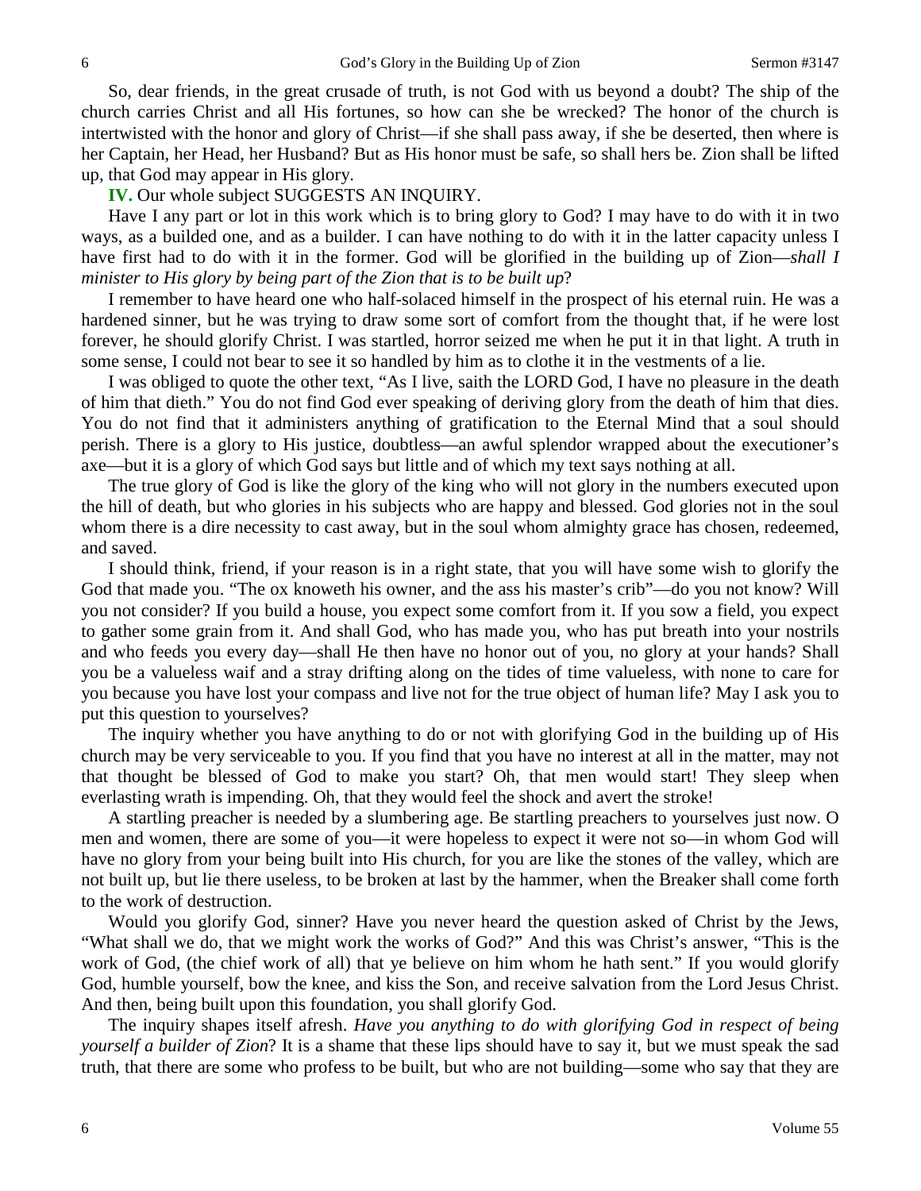So, dear friends, in the great crusade of truth, is not God with us beyond a doubt? The ship of the church carries Christ and all His fortunes, so how can she be wrecked? The honor of the church is intertwisted with the honor and glory of Christ—if she shall pass away, if she be deserted, then where is her Captain, her Head, her Husband? But as His honor must be safe, so shall hers be. Zion shall be lifted up, that God may appear in His glory.

**IV.** Our whole subject SUGGESTS AN INQUIRY.

Have I any part or lot in this work which is to bring glory to God? I may have to do with it in two ways, as a builded one, and as a builder. I can have nothing to do with it in the latter capacity unless I have first had to do with it in the former. God will be glorified in the building up of Zion—*shall I minister to His glory by being part of the Zion that is to be built up*?

I remember to have heard one who half-solaced himself in the prospect of his eternal ruin. He was a hardened sinner, but he was trying to draw some sort of comfort from the thought that, if he were lost forever, he should glorify Christ. I was startled, horror seized me when he put it in that light. A truth in some sense, I could not bear to see it so handled by him as to clothe it in the vestments of a lie.

I was obliged to quote the other text, "As I live, saith the LORD God, I have no pleasure in the death of him that dieth." You do not find God ever speaking of deriving glory from the death of him that dies. You do not find that it administers anything of gratification to the Eternal Mind that a soul should perish. There is a glory to His justice, doubtless—an awful splendor wrapped about the executioner's axe—but it is a glory of which God says but little and of which my text says nothing at all.

The true glory of God is like the glory of the king who will not glory in the numbers executed upon the hill of death, but who glories in his subjects who are happy and blessed. God glories not in the soul whom there is a dire necessity to cast away, but in the soul whom almighty grace has chosen, redeemed, and saved.

I should think, friend, if your reason is in a right state, that you will have some wish to glorify the God that made you. "The ox knoweth his owner, and the ass his master's crib"—do you not know? Will you not consider? If you build a house, you expect some comfort from it. If you sow a field, you expect to gather some grain from it. And shall God, who has made you, who has put breath into your nostrils and who feeds you every day—shall He then have no honor out of you, no glory at your hands? Shall you be a valueless waif and a stray drifting along on the tides of time valueless, with none to care for you because you have lost your compass and live not for the true object of human life? May I ask you to put this question to yourselves?

The inquiry whether you have anything to do or not with glorifying God in the building up of His church may be very serviceable to you. If you find that you have no interest at all in the matter, may not that thought be blessed of God to make you start? Oh, that men would start! They sleep when everlasting wrath is impending. Oh, that they would feel the shock and avert the stroke!

A startling preacher is needed by a slumbering age. Be startling preachers to yourselves just now. O men and women, there are some of you—it were hopeless to expect it were not so—in whom God will have no glory from your being built into His church, for you are like the stones of the valley, which are not built up, but lie there useless, to be broken at last by the hammer, when the Breaker shall come forth to the work of destruction.

Would you glorify God, sinner? Have you never heard the question asked of Christ by the Jews, "What shall we do, that we might work the works of God?" And this was Christ's answer, "This is the work of God, (the chief work of all) that ye believe on him whom he hath sent." If you would glorify God, humble yourself, bow the knee, and kiss the Son, and receive salvation from the Lord Jesus Christ. And then, being built upon this foundation, you shall glorify God.

The inquiry shapes itself afresh. *Have you anything to do with glorifying God in respect of being yourself a builder of Zion*? It is a shame that these lips should have to say it, but we must speak the sad truth, that there are some who profess to be built, but who are not building—some who say that they are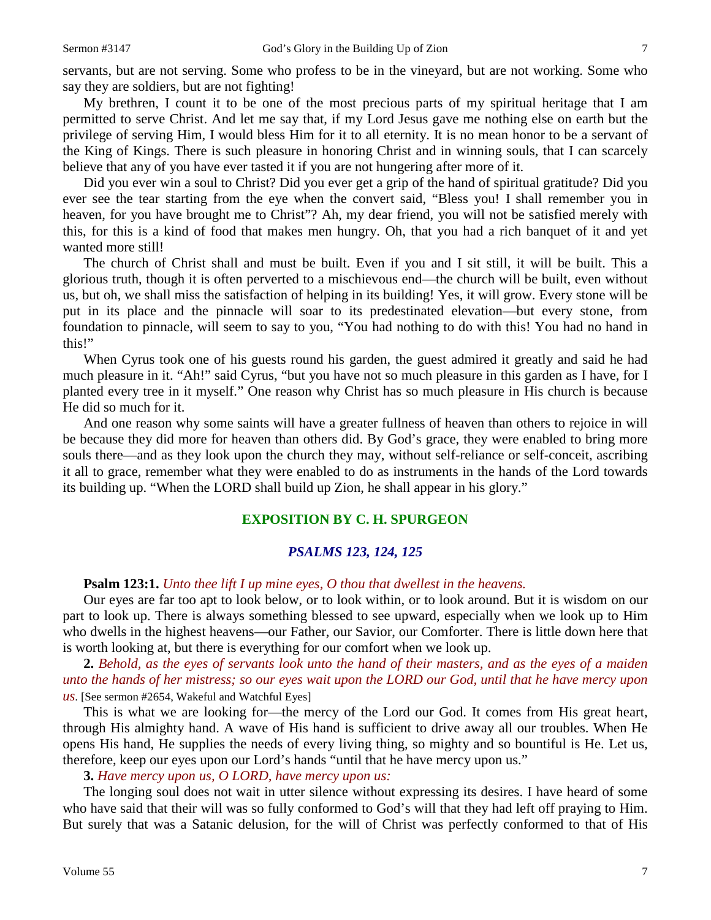servants, but are not serving. Some who profess to be in the vineyard, but are not working. Some who say they are soldiers, but are not fighting!

My brethren, I count it to be one of the most precious parts of my spiritual heritage that I am permitted to serve Christ. And let me say that, if my Lord Jesus gave me nothing else on earth but the privilege of serving Him, I would bless Him for it to all eternity. It is no mean honor to be a servant of the King of Kings. There is such pleasure in honoring Christ and in winning souls, that I can scarcely believe that any of you have ever tasted it if you are not hungering after more of it.

Did you ever win a soul to Christ? Did you ever get a grip of the hand of spiritual gratitude? Did you ever see the tear starting from the eye when the convert said, "Bless you! I shall remember you in heaven, for you have brought me to Christ"? Ah, my dear friend, you will not be satisfied merely with this, for this is a kind of food that makes men hungry. Oh, that you had a rich banquet of it and yet wanted more still!

The church of Christ shall and must be built. Even if you and I sit still, it will be built. This a glorious truth, though it is often perverted to a mischievous end—the church will be built, even without us, but oh, we shall miss the satisfaction of helping in its building! Yes, it will grow. Every stone will be put in its place and the pinnacle will soar to its predestinated elevation—but every stone, from foundation to pinnacle, will seem to say to you, "You had nothing to do with this! You had no hand in this!"

When Cyrus took one of his guests round his garden, the guest admired it greatly and said he had much pleasure in it. "Ah!" said Cyrus, "but you have not so much pleasure in this garden as I have, for I planted every tree in it myself." One reason why Christ has so much pleasure in His church is because He did so much for it.

And one reason why some saints will have a greater fullness of heaven than others to rejoice in will be because they did more for heaven than others did. By God's grace, they were enabled to bring more souls there—and as they look upon the church they may, without self-reliance or self-conceit, ascribing it all to grace, remember what they were enabled to do as instruments in the hands of the Lord towards its building up. "When the LORD shall build up Zion, he shall appear in his glory."

## EXPOSITION BY C. H. SPURGEON

### *PSALMS 123, 124, 125*

**Psalm 123:1.** *Unto thee lift I up mine eyes, O thou that dwellest in the heavens.*

Our eyes are far too apt to look below, or to look within, or to look around. But it is wisdom on our part to look up. There is always something blessed to see upward, especially when we look up to Him who dwells in the highest heavens—our Father, our Savior, our Comforter. There is little down here that is worth looking at, but there is everything for our comfort when we look up.

**2.** *Behold, as the eyes of servants look unto the hand of their masters, and as the eyes of a maiden unto the hands of her mistress; so our eyes wait upon the LORD our God, until that he have mercy upon us.* [See sermon #2654, Wakeful and Watchful Eyes]

This is what we are looking for—the mercy of the Lord our God. It comes from His great heart, through His almighty hand. A wave of His hand is sufficient to drive away all our troubles. When He opens His hand, He supplies the needs of every living thing, so mighty and so bountiful is He. Let us, therefore, keep our eyes upon our Lord's hands "until that he have mercy upon us."

**3.** *Have mercy upon us, O LORD, have mercy upon us:*

The longing soul does not wait in utter silence without expressing its desires. I have heard of some who have said that their will was so fully conformed to God's will that they had left off praying to Him. But surely that was a Satanic delusion, for the will of Christ was perfectly conformed to that of His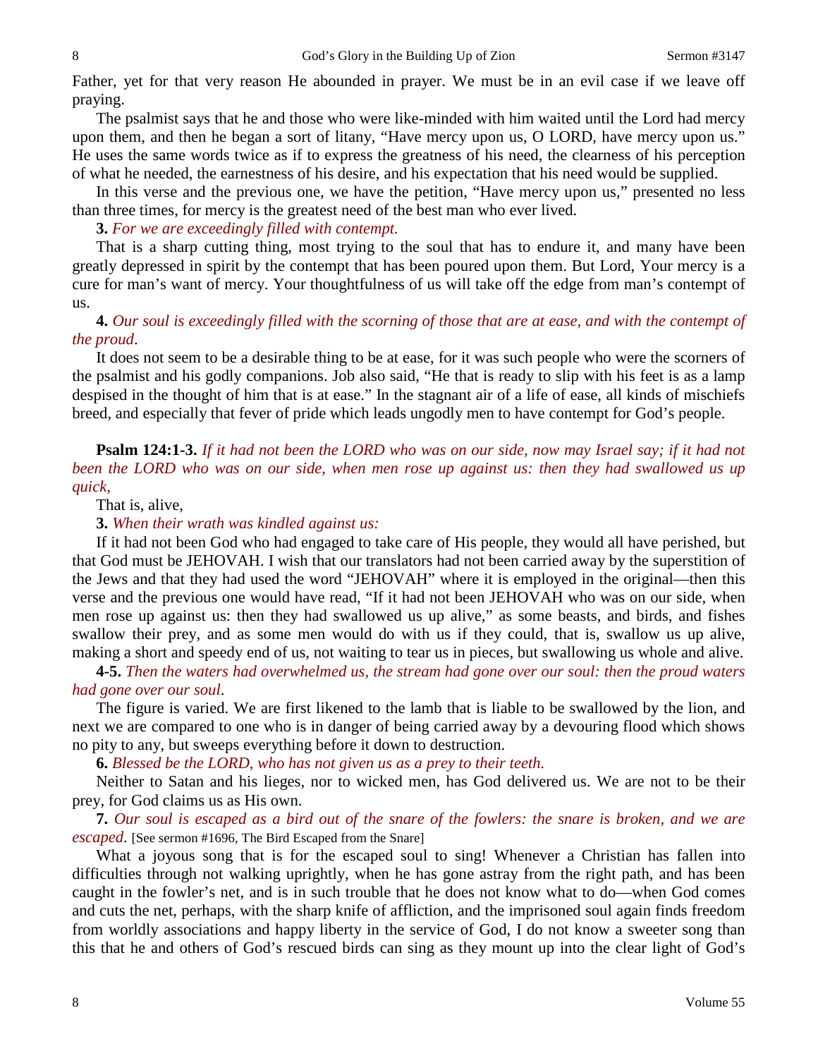Father, yet for that very reason He abounded in prayer. We must be in an evil case if we leave off praying.

The psalmist says that he and those who were like-minded with him waited until the Lord had mercy upon them, and then he began a sort of litany, "Have mercy upon us, O LORD, have mercy upon us." He uses the same words twice as if to express the greatness of his need, the clearness of his perception of what he needed, the earnestness of his desire, and his expectation that his need would be supplied.

In this verse and the previous one, we have the petition, "Have mercy upon us," presented no less than three times, for mercy is the greatest need of the best man who ever lived.

**3.** *For we are exceedingly filled with contempt.*

That is a sharp cutting thing, most trying to the soul that has to endure it, and many have been greatly depressed in spirit by the contempt that has been poured upon them. But Lord, Your mercy is a cure for man's want of mercy. Your thoughtfulness of us will take off the edge from man's contempt of us.

**4.** *Our soul is exceedingly filled with the scorning of those that are at ease, and with the contempt of the proud*.

It does not seem to be a desirable thing to be at ease, for it was such people who were the scorners of the psalmist and his godly companions. Job also said, "He that is ready to slip with his feet is as a lamp despised in the thought of him that is at ease." In the stagnant air of a life of ease, all kinds of mischiefs breed, and especially that fever of pride which leads ungodly men to have contempt for God's people.

**Psalm 124:1-3.** *If it had not been the LORD who was on our side, now may Israel say; if it had not been the LORD who was on our side, when men rose up against us: then they had swallowed us up quick,*

That is, alive,

**3.** *When their wrath was kindled against us:*

If it had not been God who had engaged to take care of His people, they would all have perished, but that God must be JEHOVAH. I wish that our translators had not been carried away by the superstition of the Jews and that they had used the word "JEHOVAH" where it is employed in the original—then this verse and the previous one would have read, "If it had not been JEHOVAH who was on our side, when men rose up against us: then they had swallowed us up alive," as some beasts, and birds, and fishes swallow their prey, and as some men would do with us if they could, that is, swallow us up alive, making a short and speedy end of us, not waiting to tear us in pieces, but swallowing us whole and alive.

**4-5.** *Then the waters had overwhelmed us, the stream had gone over our soul: then the proud waters had gone over our soul*.

The figure is varied. We are first likened to the lamb that is liable to be swallowed by the lion, and next we are compared to one who is in danger of being carried away by a devouring flood which shows no pity to any, but sweeps everything before it down to destruction.

**6.** *Blessed be the LORD, who has not given us as a prey to their teeth.*

Neither to Satan and his lieges, nor to wicked men, has God delivered us. We are not to be their prey, for God claims us as His own.

**7.** *Our soul is escaped as a bird out of the snare of the fowlers: the snare is broken, and we are escaped*. [See sermon #1696, The Bird Escaped from the Snare]

What a joyous song that is for the escaped soul to sing! Whenever a Christian has fallen into difficulties through not walking uprightly, when he has gone astray from the right path, and has been caught in the fowler's net, and is in such trouble that he does not know what to do—when God comes and cuts the net, perhaps, with the sharp knife of affliction, and the imprisoned soul again finds freedom from worldly associations and happy liberty in the service of God, I do not know a sweeter song than this that he and others of God's rescued birds can sing as they mount up into the clear light of God's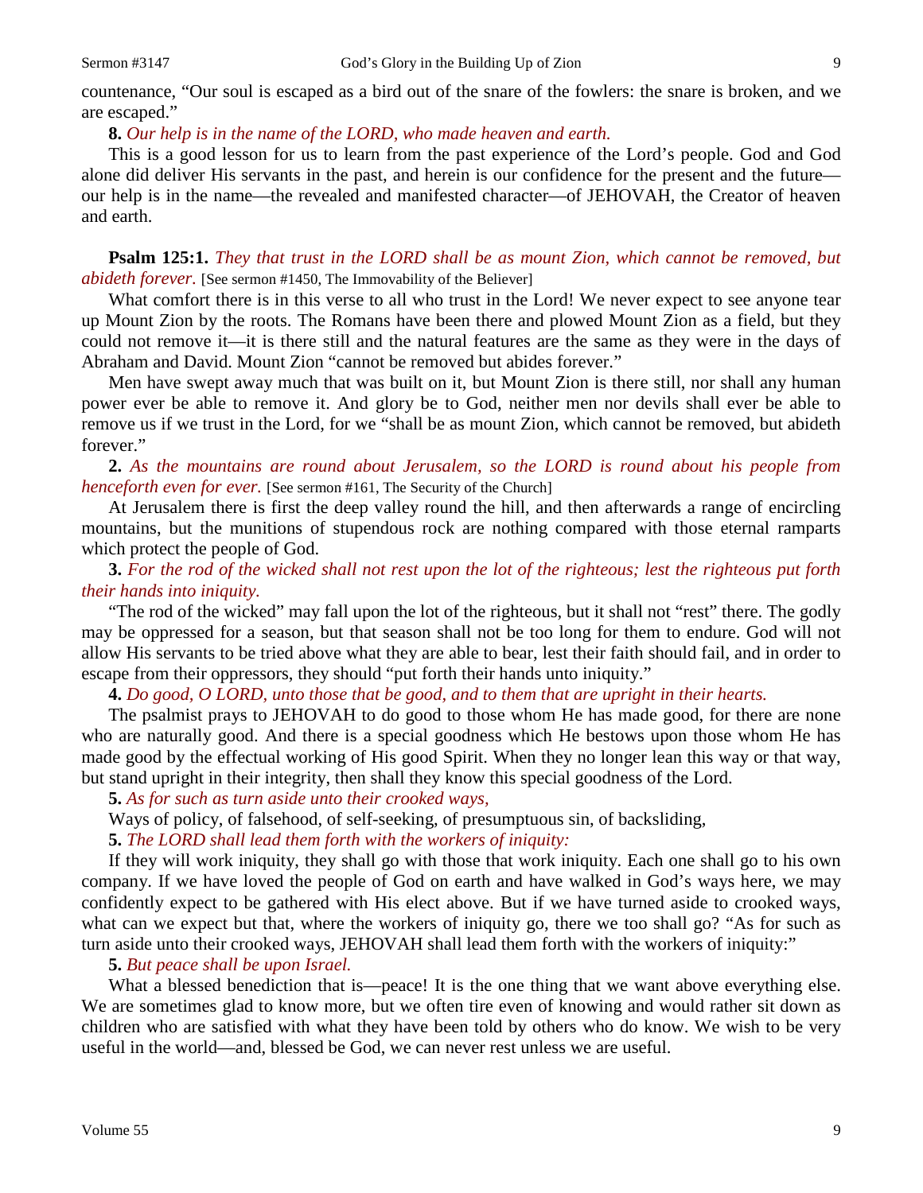countenance, "Our soul is escaped as a bird out of the snare of the fowlers: the snare is broken, and we are escaped."

**8.** *Our help is in the name of the LORD, who made heaven and earth.*

This is a good lesson for us to learn from the past experience of the Lord's people. God and God alone did deliver His servants in the past, and herein is our confidence for the present and the future—our help is in the name—the revealed and manifested character—of JEHOVAH, the Creator of heaven and earth.

**Psalm 125:1.** *They that trust in the LORD shall be as mount Zion, which cannot be removed, but abideth forever.* [See sermon #1450, The Immovability of the Believer]

What comfort there is in this verse to all who trust in the Lord! We never expect to see anyone tear up Mount Zion by the roots. The Romans have been there and plowed Mount Zion as a field, but they could not remove it—it is there still and the natural features are the same as they were in the days of Abraham and David. Mount Zion "cannot be removed but abides forever."

Men have swept away much that was built on it, but Mount Zion is there still, nor shall any human power ever be able to remove it. And glory be to God, neither men nor devils shall ever be able to remove us if we trust in the Lord, for we "shall be as mount Zion, which cannot be removed, but abideth forever."

**2.** *As the mountains are round about Jerusalem, so the LORD is round about his people from henceforth even for ever.* [See sermon #161, The Security of the Church]

At Jerusalem there is first the deep valley round the hill, and then afterwards a range of encircling mountains, but the munitions of stupendous rock are nothing compared with those eternal ramparts which protect the people of God.

**3.** *For the rod of the wicked shall not rest upon the lot of the righteous; lest the righteous put forth their hands into iniquity.*

"The rod of the wicked" may fall upon the lot of the righteous, but it shall not "rest" there. The godly may be oppressed for a season, but that season shall not be too long for them to endure. God will not allow His servants to be tried above what they are able to bear, lest their faith should fail, and in order to escape from their oppressors, they should "put forth their hands unto iniquity."

**4.** *Do good, O LORD, unto those that be good, and to them that are upright in their hearts.*

The psalmist prays to JEHOVAH to do good to those whom He has made good, for there are none who are naturally good. And there is a special goodness which He bestows upon those whom He has made good by the effectual working of His good Spirit. When they no longer lean this way or that way, but stand upright in their integrity, then shall they know this special goodness of the Lord.

**5.** *As for such as turn aside unto their crooked ways,*

Ways of policy, of falsehood, of self-seeking, of presumptuous sin, of backsliding,

**5.** *The LORD shall lead them forth with the workers of iniquity:*

If they will work iniquity, they shall go with those that work iniquity. Each one shall go to his own company. If we have loved the people of God on earth and have walked in God's ways here, we may confidently expect to be gathered with His elect above. But if we have turned aside to crooked ways, what can we expect but that, where the workers of iniquity go, there we too shall go? "As for such as turn aside unto their crooked ways, JEHOVAH shall lead them forth with the workers of iniquity:"

**5.** *But peace shall be upon Israel.*

What a blessed benediction that is—peace! It is the one thing that we want above everything else. We are sometimes glad to know more, but we often tire even of knowing and would rather sit down as children who are satisfied with what they have been told by others who do know. We wish to be very useful in the world—and, blessed be God, we can never rest unless we are useful.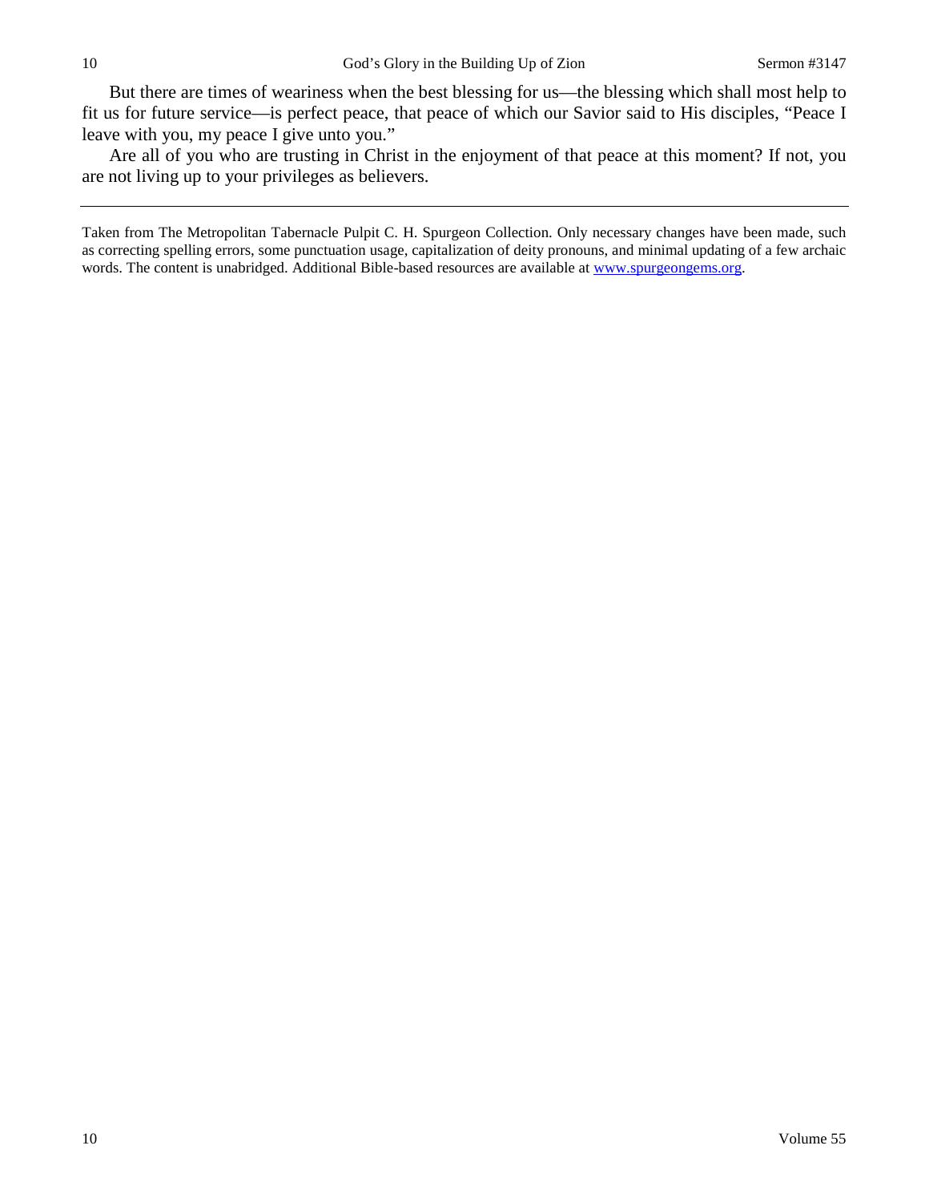But there are times of weariness when the best blessing for us—the blessing which shall most help to fit us for future service—is perfect peace, that peace of which our Savior said to His disciples, "Peace I leave with you, my peace I give unto you."

Are all of you who are trusting in Christ in the enjoyment of that peace at this moment? If not, you are not living up to your privileges as believers.

---

Taken from The Metropolitan Tabernacle Pulpit C. H. Spurgeon Collection. Only necessary changes have been made, such as correcting spelling errors, some punctuation usage, capitalization of deity pronouns, and minimal updating of a few archaic words. The content is unabridged. Additional Bible-based resources are available at www.spurgeongems.org.